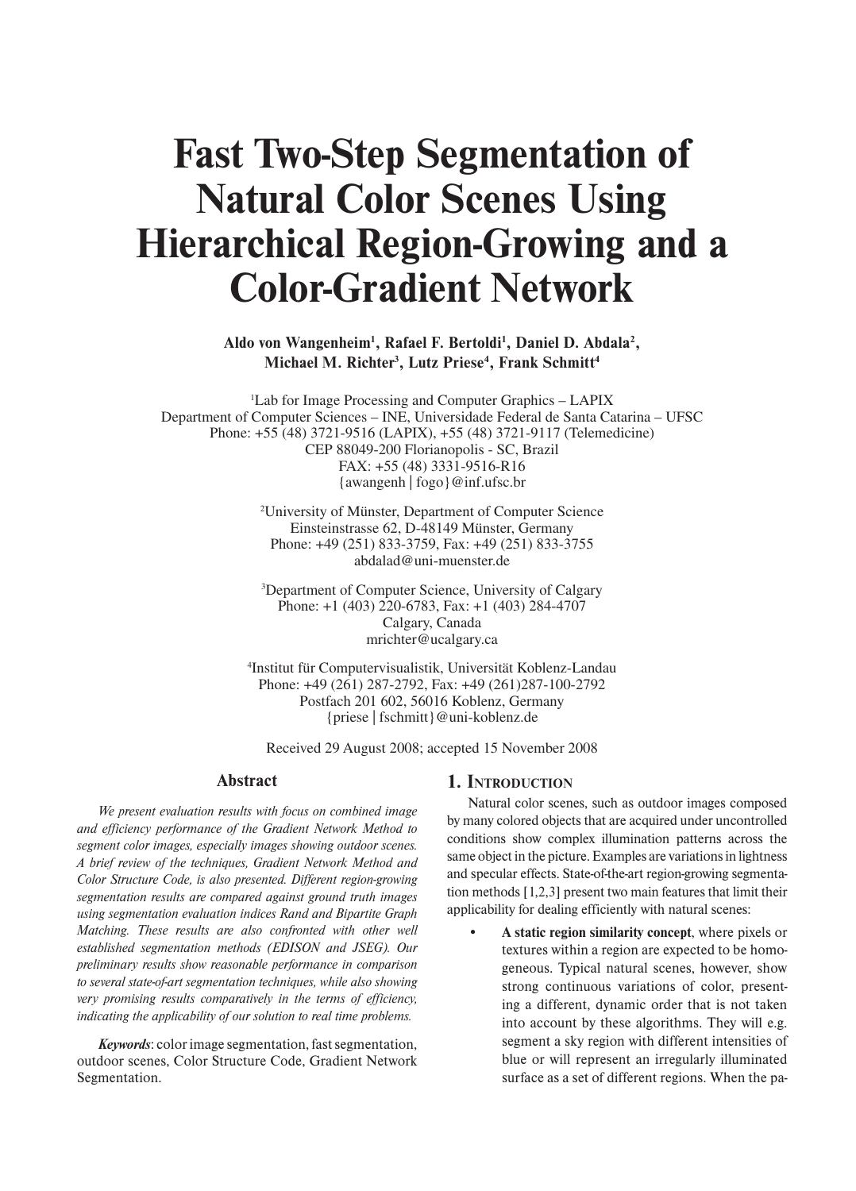# Fast Two-Step Segmentation of Natural Color Scenes Using Hierarchical Region-Growing and a Color-Gradient Network

**Aldo von Wangenheim[1], Rafael F. Bertoldi[1], Daniel D. Abdala[2], Michael M. Richter[3], Lutz Priese[4], Frank Schmitt[4]**

[1]Lab for Image Processing and Computer Graphics – LAPIX
Department of Computer Sciences – INE, Universidade Federal de Santa Catarina – UFSC
Phone: +55 (48) 3721-9516 (LAPIX), +55 (48) 3721-9117 (Telemedicine)
CEP 88049-200 Florianopolis - SC, Brazil
FAX: +55 (48) 3331-9516-R16
{awangenh | fogo}@inf.ufsc.br

[2]University of Münster, Department of Computer Science
Einsteinstrasse 62, D-48149 Münster, Germany
Phone: +49 (251) 833-3759, Fax: +49 (251) 833-3755
abdalad@uni-muenster.de

[3]Department of Computer Science, University of Calgary
Phone: +1 (403) 220-6783, Fax: +1 (403) 284-4707
Calgary, Canada
mrichter@ucalgary.ca

[4]Institut für Computervisualistik, Universität Koblenz-Landau
Phone: +49 (261) 287-2792, Fax: +49 (261)287-100-2792
Postfach 201 602, 56016 Koblenz, Germany
{priese | fschmitt}@uni-koblenz.de

Received 29 August 2008; accepted 15 November 2008

## Abstract

*We present evaluation results with focus on combined image and efficiency performance of the Gradient Network Method to segment color images, especially images showing outdoor scenes. A brief review of the techniques, Gradient Network Method and Color Structure Code, is also presented. Different region-growing segmentation results are compared against ground truth images using segmentation evaluation indices Rand and Bipartite Graph Matching. These results are also confronted with other well established segmentation methods (EDISON and JSEG). Our preliminary results show reasonable performance in comparison to several state-of-art segmentation techniques, while also showing very promising results comparatively in the terms of efficiency, indicating the applicability of our solution to real time problems.*

***Keywords***: color image segmentation, fast segmentation, outdoor scenes, Color Structure Code, Gradient Network Segmentation.

## 1. Introduction

Natural color scenes, such as outdoor images composed by many colored objects that are acquired under uncontrolled conditions show complex illumination patterns across the same object in the picture. Examples are variations in lightness and specular effects. State-of-the-art region-growing segmentation methods [1,2,3] present two main features that limit their applicability for dealing efficiently with natural scenes:

- **A static region similarity concept**, where pixels or textures within a region are expected to be homogeneous. Typical natural scenes, however, show strong continuous variations of color, presenting a different, dynamic order that is not taken into account by these algorithms. They will e.g. segment a sky region with different intensities of blue or will represent an irregularly illuminated surface as a set of different regions. When the pa-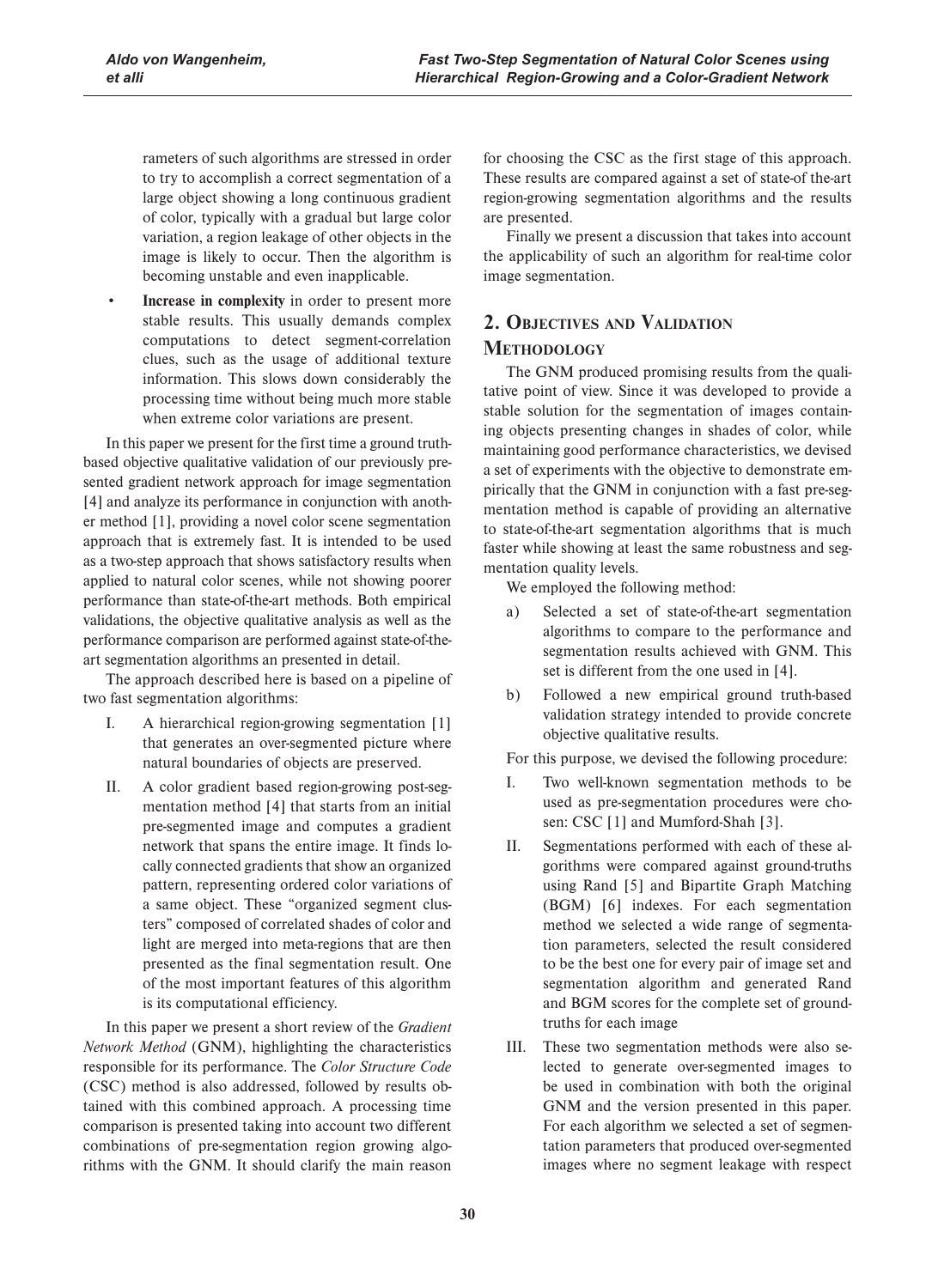rameters of such algorithms are stressed in order to try to accomplish a correct segmentation of a large object showing a long continuous gradient of color, typically with a gradual but large color variation, a region leakage of other objects in the image is likely to occur. Then the algorithm is becoming unstable and even inapplicable.

- **Increase in complexity** in order to present more stable results. This usually demands complex computations to detect segment-correlation clues, such as the usage of additional texture information. This slows down considerably the processing time without being much more stable when extreme color variations are present.

In this paper we present for the first time a ground truth-based objective qualitative validation of our previously presented gradient network approach for image segmentation [4] and analyze its performance in conjunction with another method [1], providing a novel color scene segmentation approach that is extremely fast. It is intended to be used as a two-step approach that shows satisfactory results when applied to natural color scenes, while not showing poorer performance than state-of-the-art methods. Both empirical validations, the objective qualitative analysis as well as the performance comparison are performed against state-of-the-art segmentation algorithms an presented in detail.

The approach described here is based on a pipeline of two fast segmentation algorithms:

I. A hierarchical region-growing segmentation [1] that generates an over-segmented picture where natural boundaries of objects are preserved.

II. A color gradient based region-growing post-segmentation method [4] that starts from an initial pre-segmented image and computes a gradient network that spans the entire image. It finds locally connected gradients that show an organized pattern, representing ordered color variations of a same object. These "organized segment clusters" composed of correlated shades of color and light are merged into meta-regions that are then presented as the final segmentation result. One of the most important features of this algorithm is its computational efficiency.

In this paper we present a short review of the *Gradient Network Method* (GNM), highlighting the characteristics responsible for its performance. The *Color Structure Code* (CSC) method is also addressed, followed by results obtained with this combined approach. A processing time comparison is presented taking into account two different combinations of pre-segmentation region growing algorithms with the GNM. It should clarify the main reason for choosing the CSC as the first stage of this approach. These results are compared against a set of state-of the-art region-growing segmentation algorithms and the results are presented.

Finally we present a discussion that takes into account the applicability of such an algorithm for real-time color image segmentation.

## 2. Objectives and Validation Methodology

The GNM produced promising results from the qualitative point of view. Since it was developed to provide a stable solution for the segmentation of images containing objects presenting changes in shades of color, while maintaining good performance characteristics, we devised a set of experiments with the objective to demonstrate empirically that the GNM in conjunction with a fast pre-segmentation method is capable of providing an alternative to state-of-the-art segmentation algorithms that is much faster while showing at least the same robustness and segmentation quality levels.

We employed the following method:

a) Selected a set of state-of-the-art segmentation algorithms to compare to the performance and segmentation results achieved with GNM. This set is different from the one used in [4].

b) Followed a new empirical ground truth-based validation strategy intended to provide concrete objective qualitative results.

For this purpose, we devised the following procedure:

I. Two well-known segmentation methods to be used as pre-segmentation procedures were chosen: CSC [1] and Mumford-Shah [3].

II. Segmentations performed with each of these algorithms were compared against ground-truths using Rand [5] and Bipartite Graph Matching (BGM) [6] indexes. For each segmentation method we selected a wide range of segmentation parameters, selected the result considered to be the best one for every pair of image set and segmentation algorithm and generated Rand and BGM scores for the complete set of ground-truths for each image

III. These two segmentation methods were also selected to generate over-segmented images to be used in combination with both the original GNM and the version presented in this paper. For each algorithm we selected a set of segmentation parameters that produced over-segmented images where no segment leakage with respect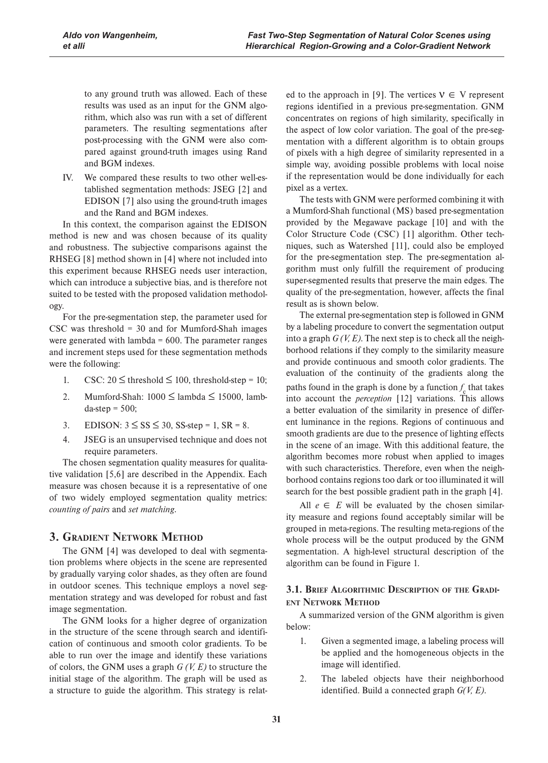to any ground truth was allowed. Each of these results was used as an input for the GNM algorithm, which also was run with a set of different parameters. The resulting segmentations after post-processing with the GNM were also compared against ground-truth images using Rand and BGM indexes.

IV. We compared these results to two other well-established segmentation methods: JSEG [2] and EDISON [7] also using the ground-truth images and the Rand and BGM indexes.

In this context, the comparison against the EDISON method is new and was chosen because of its quality and robustness. The subjective comparisons against the RHSEG [8] method shown in [4] where not included into this experiment because RHSEG needs user interaction, which can introduce a subjective bias, and is therefore not suited to be tested with the proposed validation methodology.

For the pre-segmentation step, the parameter used for CSC was threshold = 30 and for Mumford-Shah images were generated with lambda = 600. The parameter ranges and increment steps used for these segmentation methods were the following:

1. CSC: $20 \leq$ threshold $\leq 100$, threshold-step = 10;
2. Mumford-Shah: $1000 \leq$ lambda $\leq 15000$, lambda-step = 500;
3. EDISON: $3 \leq$ SS $\leq 30$, SS-step = 1, SR = 8.
4. JSEG is an unsupervised technique and does not require parameters.

The chosen segmentation quality measures for qualitative validation [5,6] are described in the Appendix. Each measure was chosen because it is a representative of one of two widely employed segmentation quality metrics: *counting of pairs* and *set matching*.

## 3. Gradient Network Method

The GNM [4] was developed to deal with segmentation problems where objects in the scene are represented by gradually varying color shades, as they often are found in outdoor scenes. This technique employs a novel segmentation strategy and was developed for robust and fast image segmentation.

The GNM looks for a higher degree of organization in the structure of the scene through search and identification of continuous and smooth color gradients. To be able to run over the image and identify these variations of colors, the GNM uses a graph $G(V, E)$ to structure the initial stage of the algorithm. The graph will be used as a structure to guide the algorithm. This strategy is related to the approach in [9]. The vertices $v \in V$ represent regions identified in a previous pre-segmentation. GNM concentrates on regions of high similarity, specifically in the aspect of low color variation. The goal of the pre-segmentation with a different algorithm is to obtain groups of pixels with a high degree of similarity represented in a simple way, avoiding possible problems with local noise if the representation would be done individually for each pixel as a vertex.

The tests with GNM were performed combining it with a Mumford-Shah functional (MS) based pre-segmentation provided by the Megawave package [10] and with the Color Structure Code (CSC) [1] algorithm. Other techniques, such as Watershed [11], could also be employed for the pre-segmentation step. The pre-segmentation algorithm must only fulfill the requirement of producing super-segmented results that preserve the main edges. The quality of the pre-segmentation, however, affects the final result as is shown below.

The external pre-segmentation step is followed in GNM by a labeling procedure to convert the segmentation output into a graph $G(V, E)$. The next step is to check all the neighborhood relations if they comply to the similarity measure and provide continuous and smooth color gradients. The evaluation of the continuity of the gradients along the paths found in the graph is done by a function $f_c$ that takes into account the *perception* [12] variations. This allows a better evaluation of the similarity in presence of different luminance in the regions. Regions of continuous and smooth gradients are due to the presence of lighting effects in the scene of an image. With this additional feature, the algorithm becomes more robust when applied to images with such characteristics. Therefore, even when the neighborhood contains regions too dark or too illuminated it will search for the best possible gradient path in the graph [4].

All $e \in E$ will be evaluated by the chosen similarity measure and regions found acceptably similar will be grouped in meta-regions. The resulting meta-regions of the whole process will be the output produced by the GNM segmentation. A high-level structural description of the algorithm can be found in Figure 1.

### 3.1. Brief Algorithmic Description of the Gradient Network Method

A summarized version of the GNM algorithm is given below:

1. Given a segmented image, a labeling process will be applied and the homogeneous objects in the image will identified.
2. The labeled objects have their neighborhood identified. Build a connected graph $G(V, E)$.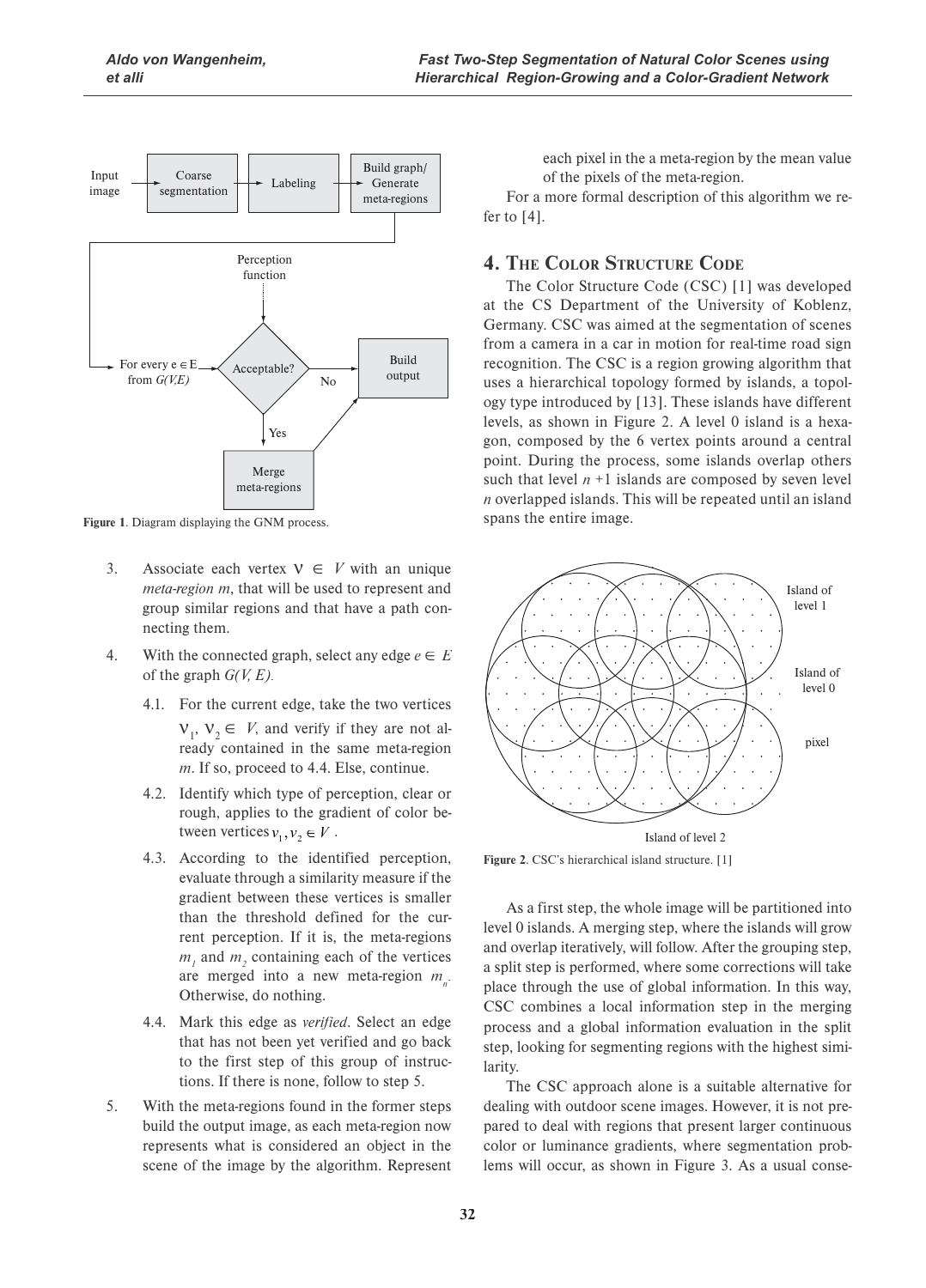**Figure 1**. Diagram displaying the GNM process.

3. Associate each vertex $v \in V$ with an unique *meta-region m*, that will be used to represent and group similar regions and that have a path connecting them.
4. With the connected graph, select any edge $e \in E$ of the graph *G(V, E)*.
   - 4.1. For the current edge, take the two vertices $v_1, v_2 \in V$, and verify if they are not already contained in the same meta-region *m*. If so, proceed to 4.4. Else, continue.
   - 4.2. Identify which type of perception, clear or rough, applies to the gradient of color between vertices $v_1, v_2 \in V$.
   - 4.3. According to the identified perception, evaluate through a similarity measure if the gradient between these vertices is smaller than the threshold defined for the current perception. If it is, the meta-regions $m_1$ and $m_2$ containing each of the vertices are merged into a new meta-region $m_n$. Otherwise, do nothing.
   - 4.4. Mark this edge as *verified*. Select an edge that has not been yet verified and go back to the first step of this group of instructions. If there is none, follow to step 5.
5. With the meta-regions found in the former steps build the output image, as each meta-region now represents what is considered an object in the scene of the image by the algorithm. Represent each pixel in the a meta-region by the mean value of the pixels of the meta-region.

For a more formal description of this algorithm we refer to [4].

## 4. The Color Structure Code

The Color Structure Code (CSC) [1] was developed at the CS Department of the University of Koblenz, Germany. CSC was aimed at the segmentation of scenes from a camera in a car in motion for real-time road sign recognition. The CSC is a region growing algorithm that uses a hierarchical topology formed by islands, a topology type introduced by [13]. These islands have different levels, as shown in Figure 2. A level 0 island is a hexagon, composed by the 6 vertex points around a central point. During the process, some islands overlap others such that level $n+1$ islands are composed by seven level $n$ overlapped islands. This will be repeated until an island spans the entire image.

**Figure 2**. CSC's hierarchical island structure. [1]

As a first step, the whole image will be partitioned into level 0 islands. A merging step, where the islands will grow and overlap iteratively, will follow. After the grouping step, a split step is performed, where some corrections will take place through the use of global information. In this way, CSC combines a local information step in the merging process and a global information evaluation in the split step, looking for segmenting regions with the highest similarity.

The CSC approach alone is a suitable alternative for dealing with outdoor scene images. However, it is not prepared to deal with regions that present larger continuous color or luminance gradients, where segmentation problems will occur, as shown in Figure 3. As a usual conse-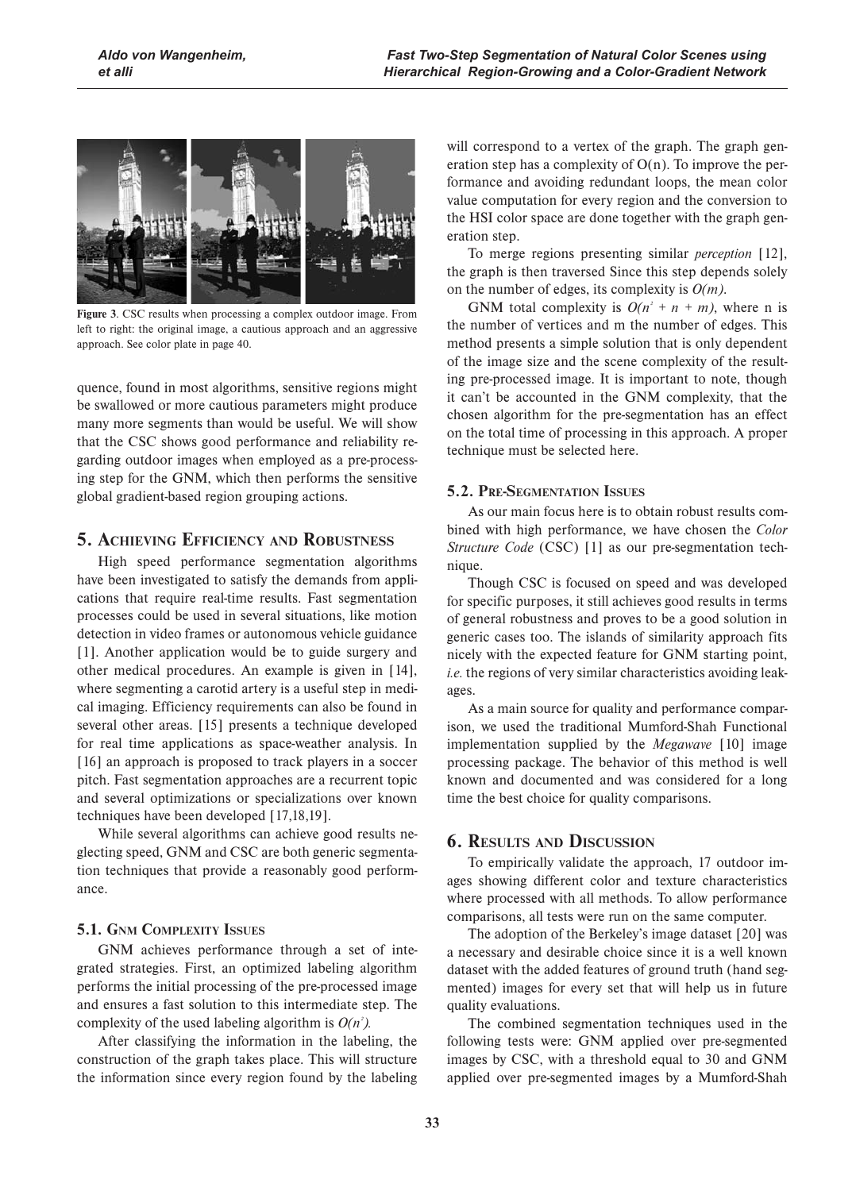Figure 3. CSC results when processing a complex outdoor image. From left to right: the original image, a cautious approach and an aggressive approach. See color plate in page 40.

quence, found in most algorithms, sensitive regions might be swallowed or more cautious parameters might produce many more segments than would be useful. We will show that the CSC shows good performance and reliability regarding outdoor images when employed as a pre-processing step for the GNM, which then performs the sensitive global gradient-based region grouping actions.

## 5. Achieving Efficiency and Robustness

High speed performance segmentation algorithms have been investigated to satisfy the demands from applications that require real-time results. Fast segmentation processes could be used in several situations, like motion detection in video frames or autonomous vehicle guidance [1]. Another application would be to guide surgery and other medical procedures. An example is given in [14], where segmenting a carotid artery is a useful step in medical imaging. Efficiency requirements can also be found in several other areas. [15] presents a technique developed for real time applications as space-weather analysis. In [16] an approach is proposed to track players in a soccer pitch. Fast segmentation approaches are a recurrent topic and several optimizations or specializations over known techniques have been developed [17,18,19].

While several algorithms can achieve good results neglecting speed, GNM and CSC are both generic segmentation techniques that provide a reasonably good performance.

### 5.1. GNM Complexity Issues

GNM achieves performance through a set of integrated strategies. First, an optimized labeling algorithm performs the initial processing of the pre-processed image and ensures a fast solution to this intermediate step. The complexity of the used labeling algorithm is $O(n^2)$.

After classifying the information in the labeling, the construction of the graph takes place. This will structure the information since every region found by the labeling will correspond to a vertex of the graph. The graph generation step has a complexity of $O(n)$. To improve the performance and avoiding redundant loops, the mean color value computation for every region and the conversion to the HSI color space are done together with the graph generation step.

To merge regions presenting similar *perception* [12], the graph is then traversed Since this step depends solely on the number of edges, its complexity is $O(m)$.

GNM total complexity is $O(n^2 + n + m)$, where n is the number of vertices and m the number of edges. This method presents a simple solution that is only dependent of the image size and the scene complexity of the resulting pre-processed image. It is important to note, though it can't be accounted in the GNM complexity, that the chosen algorithm for the pre-segmentation has an effect on the total time of processing in this approach. A proper technique must be selected here.

### 5.2. Pre-Segmentation Issues

As our main focus here is to obtain robust results combined with high performance, we have chosen the *Color Structure Code* (CSC) [1] as our pre-segmentation technique.

Though CSC is focused on speed and was developed for specific purposes, it still achieves good results in terms of general robustness and proves to be a good solution in generic cases too. The islands of similarity approach fits nicely with the expected feature for GNM starting point, *i.e.* the regions of very similar characteristics avoiding leakages.

As a main source for quality and performance comparison, we used the traditional Mumford-Shah Functional implementation supplied by the *Megawave* [10] image processing package. The behavior of this method is well known and documented and was considered for a long time the best choice for quality comparisons.

## 6. Results and Discussion

To empirically validate the approach, 17 outdoor images showing different color and texture characteristics where processed with all methods. To allow performance comparisons, all tests were run on the same computer.

The adoption of the Berkeley's image dataset [20] was a necessary and desirable choice since it is a well known dataset with the added features of ground truth (hand segmented) images for every set that will help us in future quality evaluations.

The combined segmentation techniques used in the following tests were: GNM applied over pre-segmented images by CSC, with a threshold equal to 30 and GNM applied over pre-segmented images by a Mumford-Shah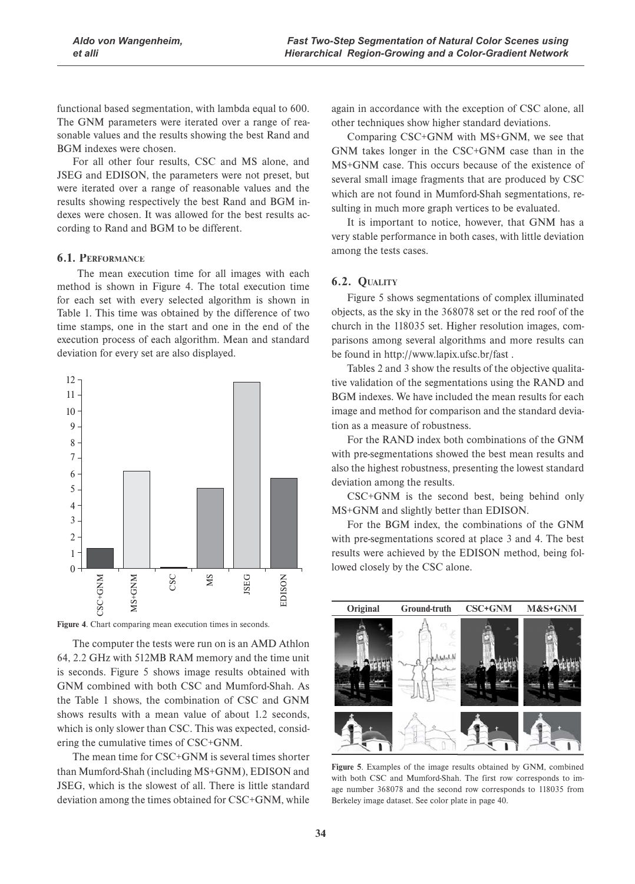functional based segmentation, with lambda equal to 600. The GNM parameters were iterated over a range of reasonable values and the results showing the best Rand and BGM indexes were chosen.

For all other four results, CSC and MS alone, and JSEG and EDISON, the parameters were not preset, but were iterated over a range of reasonable values and the results showing respectively the best Rand and BGM indexes were chosen. It was allowed for the best results according to Rand and BGM to be different.

### 6.1. Performance

The mean execution time for all images with each method is shown in Figure 4. The total execution time for each set with every selected algorithm is shown in Table 1. This time was obtained by the difference of two time stamps, one in the start and one in the end of the execution process of each algorithm. Mean and standard deviation for every set are also displayed.

**Figure 4**. Chart comparing mean execution times in seconds.

The computer the tests were run on is an AMD Athlon 64, 2.2 GHz with 512MB RAM memory and the time unit is seconds. Figure 5 shows image results obtained with GNM combined with both CSC and Mumford-Shah. As the Table 1 shows, the combination of CSC and GNM shows results with a mean value of about 1.2 seconds, which is only slower than CSC. This was expected, considering the cumulative times of CSC+GNM.

The mean time for CSC+GNM is several times shorter than Mumford-Shah (including MS+GNM), EDISON and JSEG, which is the slowest of all. There is little standard deviation among the times obtained for CSC+GNM, while again in accordance with the exception of CSC alone, all other techniques show higher standard deviations.

Comparing CSC+GNM with MS+GNM, we see that GNM takes longer in the CSC+GNM case than in the MS+GNM case. This occurs because of the existence of several small image fragments that are produced by CSC which are not found in Mumford-Shah segmentations, resulting in much more graph vertices to be evaluated.

It is important to notice, however, that GNM has a very stable performance in both cases, with little deviation among the tests cases.

### 6.2. Quality

Figure 5 shows segmentations of complex illuminated objects, as the sky in the 368078 set or the red roof of the church in the 118035 set. Higher resolution images, comparisons among several algorithms and more results can be found in http://www.lapix.ufsc.br/fast .

Tables 2 and 3 show the results of the objective qualitative validation of the segmentations using the RAND and BGM indexes. We have included the mean results for each image and method for comparison and the standard deviation as a measure of robustness.

For the RAND index both combinations of the GNM with pre-segmentations showed the best mean results and also the highest robustness, presenting the lowest standard deviation among the results.

CSC+GNM is the second best, being behind only MS+GNM and slightly better than EDISON.

For the BGM index, the combinations of the GNM with pre-segmentations scored at place 3 and 4. The best results were achieved by the EDISON method, being followed closely by the CSC alone.

**Figure 5**. Examples of the image results obtained by GNM, combined with both CSC and Mumford-Shah. The first row corresponds to image number 368078 and the second row corresponds to 118035 from Berkeley image dataset. See color plate in page 40.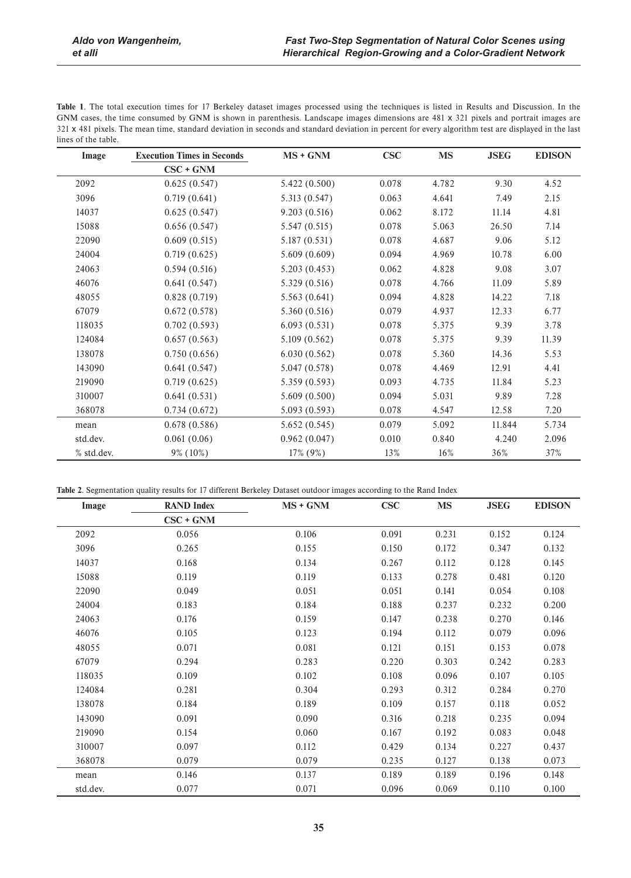**Table 1**. The total execution times for 17 Berkeley dataset images processed using the techniques is listed in Results and Discussion. In the GNM cases, the time consumed by GNM is shown in parenthesis. Landscape images dimensions are 481 x 321 pixels and portrait images are 321 x 481 pixels. The mean time, standard deviation in seconds and standard deviation in percent for every algorithm test are displayed in the last lines of the table.

| Image | Execution Times in Seconds | | | | | |
|---|---|---|---|---|---|---|
| | CSC + GNM | MS + GNM | CSC | MS | JSEG | EDISON |
| 2092 | 0.625 (0.547) | 5.422 (0.500) | 0.078 | 4.782 | 9.30 | 4.52 |
| 3096 | 0.719 (0.641) | 5.313 (0.547) | 0.063 | 4.641 | 7.49 | 2.15 |
| 14037 | 0.625 (0.547) | 9.203 (0.516) | 0.062 | 8.172 | 11.14 | 4.81 |
| 15088 | 0.656 (0.547) | 5.547 (0.515) | 0.078 | 5.063 | 26.50 | 7.14 |
| 22090 | 0.609 (0.515) | 5.187 (0.531) | 0.078 | 4.687 | 9.06 | 5.12 |
| 24004 | 0.719 (0.625) | 5.609 (0.609) | 0.094 | 4.969 | 10.78 | 6.00 |
| 24063 | 0.594 (0.516) | 5.203 (0.453) | 0.062 | 4.828 | 9.08 | 3.07 |
| 46076 | 0.641 (0.547) | 5.329 (0.516) | 0.078 | 4.766 | 11.09 | 5.89 |
| 48055 | 0.828 (0.719) | 5.563 (0.641) | 0.094 | 4.828 | 14.22 | 7.18 |
| 67079 | 0.672 (0.578) | 5.360 (0.516) | 0.079 | 4.937 | 12.33 | 6.77 |
| 118035 | 0.702 (0.593) | 6.093 (0.531) | 0.078 | 5.375 | 9.39 | 3.78 |
| 124084 | 0.657 (0.563) | 5.109 (0.562) | 0.078 | 5.375 | 9.39 | 11.39 |
| 138078 | 0.750 (0.656) | 6.030 (0.562) | 0.078 | 5.360 | 14.36 | 5.53 |
| 143090 | 0.641 (0.547) | 5.047 (0.578) | 0.078 | 4.469 | 12.91 | 4.41 |
| 219090 | 0.719 (0.625) | 5.359 (0.593) | 0.093 | 4.735 | 11.84 | 5.23 |
| 310007 | 0.641 (0.531) | 5.609 (0.500) | 0.094 | 5.031 | 9.89 | 7.28 |
| 368078 | 0.734 (0.672) | 5.093 (0.593) | 0.078 | 4.547 | 12.58 | 7.20 |
| mean | 0.678 (0.586) | 5.652 (0.545) | 0.079 | 5.092 | 11.844 | 5.734 |
| std.dev. | 0.061 (0.06) | 0.962 (0.047) | 0.010 | 0.840 | 4.240 | 2.096 |
| % std.dev. | 9% (10%) | 17% (9%) | 13% | 16% | 36% | 37% |

**Table 2**. Segmentation quality results for 17 different Berkeley Dataset outdoor images according to the Rand Index

| Image | RAND Index | | | | | |
|---|---|---|---|---|---|---|
| | CSC + GNM | MS + GNM | CSC | MS | JSEG | EDISON |
| 2092 | 0.056 | 0.106 | 0.091 | 0.231 | 0.152 | 0.124 |
| 3096 | 0.265 | 0.155 | 0.150 | 0.172 | 0.347 | 0.132 |
| 14037 | 0.168 | 0.134 | 0.267 | 0.112 | 0.128 | 0.145 |
| 15088 | 0.119 | 0.119 | 0.133 | 0.278 | 0.481 | 0.120 |
| 22090 | 0.049 | 0.051 | 0.051 | 0.141 | 0.054 | 0.108 |
| 24004 | 0.183 | 0.184 | 0.188 | 0.237 | 0.232 | 0.200 |
| 24063 | 0.176 | 0.159 | 0.147 | 0.238 | 0.270 | 0.146 |
| 46076 | 0.105 | 0.123 | 0.194 | 0.112 | 0.079 | 0.096 |
| 48055 | 0.071 | 0.081 | 0.121 | 0.151 | 0.153 | 0.078 |
| 67079 | 0.294 | 0.283 | 0.220 | 0.303 | 0.242 | 0.283 |
| 118035 | 0.109 | 0.102 | 0.108 | 0.096 | 0.107 | 0.105 |
| 124084 | 0.281 | 0.304 | 0.293 | 0.312 | 0.284 | 0.270 |
| 138078 | 0.184 | 0.189 | 0.109 | 0.157 | 0.118 | 0.052 |
| 143090 | 0.091 | 0.090 | 0.316 | 0.218 | 0.235 | 0.094 |
| 219090 | 0.154 | 0.060 | 0.167 | 0.192 | 0.083 | 0.048 |
| 310007 | 0.097 | 0.112 | 0.429 | 0.134 | 0.227 | 0.437 |
| 368078 | 0.079 | 0.079 | 0.235 | 0.127 | 0.138 | 0.073 |
| mean | 0.146 | 0.137 | 0.189 | 0.189 | 0.196 | 0.148 |
| std.dev. | 0.077 | 0.071 | 0.096 | 0.069 | 0.110 | 0.100 |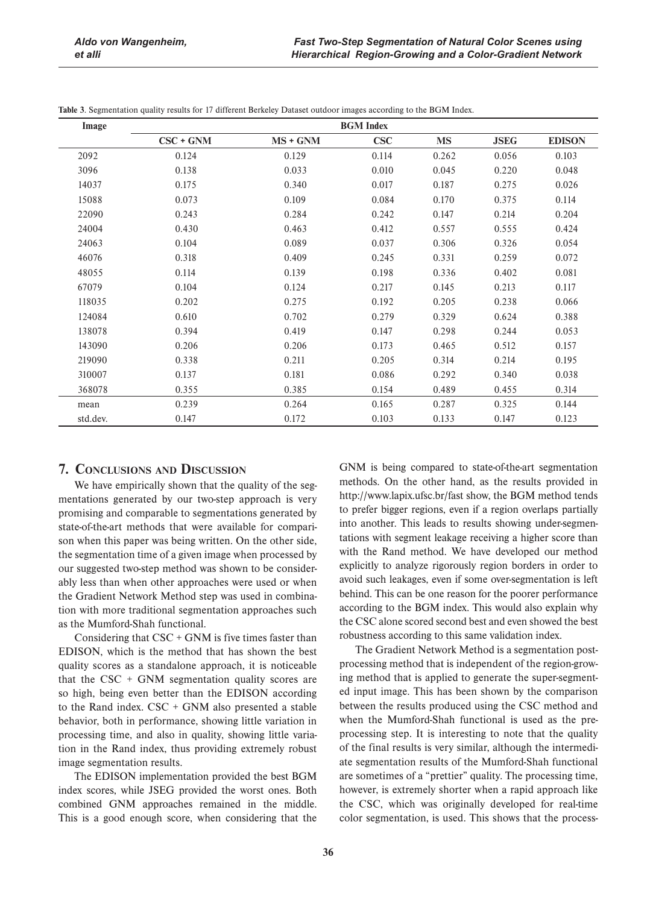**Table 3**. Segmentation quality results for 17 different Berkeley Dataset outdoor images according to the BGM Index.

| Image | BGM Index | | | | | |
|---|---|---|---|---|---|---|
| | CSC + GNM | MS + GNM | CSC | MS | JSEG | EDISON |
| 2092 | 0.124 | 0.129 | 0.114 | 0.262 | 0.056 | 0.103 |
| 3096 | 0.138 | 0.033 | 0.010 | 0.045 | 0.220 | 0.048 |
| 14037 | 0.175 | 0.340 | 0.017 | 0.187 | 0.275 | 0.026 |
| 15088 | 0.073 | 0.109 | 0.084 | 0.170 | 0.375 | 0.114 |
| 22090 | 0.243 | 0.284 | 0.242 | 0.147 | 0.214 | 0.204 |
| 24004 | 0.430 | 0.463 | 0.412 | 0.557 | 0.555 | 0.424 |
| 24063 | 0.104 | 0.089 | 0.037 | 0.306 | 0.326 | 0.054 |
| 46076 | 0.318 | 0.409 | 0.245 | 0.331 | 0.259 | 0.072 |
| 48055 | 0.114 | 0.139 | 0.198 | 0.336 | 0.402 | 0.081 |
| 67079 | 0.104 | 0.124 | 0.217 | 0.145 | 0.213 | 0.117 |
| 118035 | 0.202 | 0.275 | 0.192 | 0.205 | 0.238 | 0.066 |
| 124084 | 0.610 | 0.702 | 0.279 | 0.329 | 0.624 | 0.388 |
| 138078 | 0.394 | 0.419 | 0.147 | 0.298 | 0.244 | 0.053 |
| 143090 | 0.206 | 0.206 | 0.173 | 0.465 | 0.512 | 0.157 |
| 219090 | 0.338 | 0.211 | 0.205 | 0.314 | 0.214 | 0.195 |
| 310007 | 0.137 | 0.181 | 0.086 | 0.292 | 0.340 | 0.038 |
| 368078 | 0.355 | 0.385 | 0.154 | 0.489 | 0.455 | 0.314 |
| mean | 0.239 | 0.264 | 0.165 | 0.287 | 0.325 | 0.144 |
| std.dev. | 0.147 | 0.172 | 0.103 | 0.133 | 0.147 | 0.123 |

## 7. Conclusions and Discussion

We have empirically shown that the quality of the segmentations generated by our two-step approach is very promising and comparable to segmentations generated by state-of-the-art methods that were available for comparison when this paper was being written. On the other side, the segmentation time of a given image when processed by our suggested two-step method was shown to be considerably less than when other approaches were used or when the Gradient Network Method step was used in combination with more traditional segmentation approaches such as the Mumford-Shah functional.

Considering that CSC + GNM is five times faster than EDISON, which is the method that has shown the best quality scores as a standalone approach, it is noticeable that the CSC + GNM segmentation quality scores are so high, being even better than the EDISON according to the Rand index. CSC + GNM also presented a stable behavior, both in performance, showing little variation in processing time, and also in quality, showing little variation in the Rand index, thus providing extremely robust image segmentation results.

The EDISON implementation provided the best BGM index scores, while JSEG provided the worst ones. Both combined GNM approaches remained in the middle. This is a good enough score, when considering that the GNM is being compared to state-of-the-art segmentation methods. On the other hand, as the results provided in http://www.lapix.ufsc.br/fast show, the BGM method tends to prefer bigger regions, even if a region overlaps partially into another. This leads to results showing under-segmentations with segment leakage receiving a higher score than with the Rand method. We have developed our method explicitly to analyze rigorously region borders in order to avoid such leakages, even if some over-segmentation is left behind. This can be one reason for the poorer performance according to the BGM index. This would also explain why the CSC alone scored second best and even showed the best robustness according to this same validation index.

The Gradient Network Method is a segmentation post-processing method that is independent of the region-growing method that is applied to generate the super-segmented input image. This has been shown by the comparison between the results produced using the CSC method and when the Mumford-Shah functional is used as the pre-processing step. It is interesting to note that the quality of the final results is very similar, although the intermediate segmentation results of the Mumford-Shah functional are sometimes of a "prettier" quality. The processing time, however, is extremely shorter when a rapid approach like the CSC, which was originally developed for real-time color segmentation, is used. This shows that the process-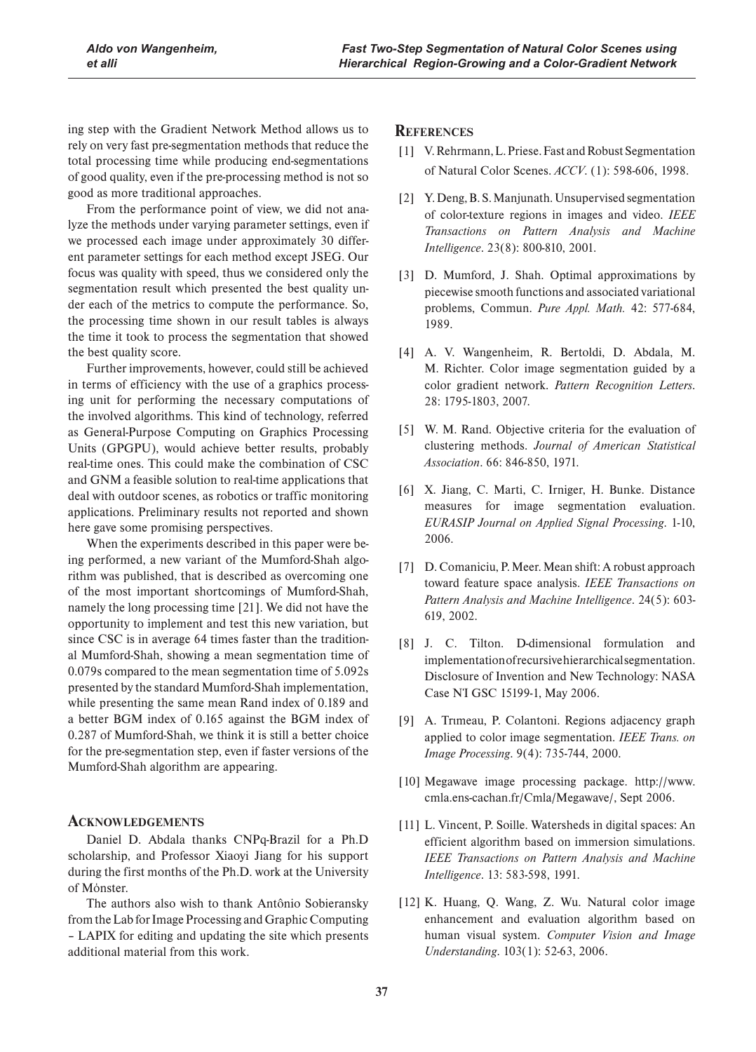ing step with the Gradient Network Method allows us to rely on very fast pre-segmentation methods that reduce the total processing time while producing end-segmentations of good quality, even if the pre-processing method is not so good as more traditional approaches.

From the performance point of view, we did not analyze the methods under varying parameter settings, even if we processed each image under approximately 30 different parameter settings for each method except JSEG. Our focus was quality with speed, thus we considered only the segmentation result which presented the best quality under each of the metrics to compute the performance. So, the processing time shown in our result tables is always the time it took to process the segmentation that showed the best quality score.

Further improvements, however, could still be achieved in terms of efficiency with the use of a graphics processing unit for performing the necessary computations of the involved algorithms. This kind of technology, referred as General-Purpose Computing on Graphics Processing Units (GPGPU), would achieve better results, probably real-time ones. This could make the combination of CSC and GNM a feasible solution to real-time applications that deal with outdoor scenes, as robotics or traffic monitoring applications. Preliminary results not reported and shown here gave some promising perspectives.

When the experiments described in this paper were being performed, a new variant of the Mumford-Shah algorithm was published, that is described as overcoming one of the most important shortcomings of Mumford-Shah, namely the long processing time [21]. We did not have the opportunity to implement and test this new variation, but since CSC is in average 64 times faster than the traditional Mumford-Shah, showing a mean segmentation time of 0.079s compared to the mean segmentation time of 5.092s presented by the standard Mumford-Shah implementation, while presenting the same mean Rand index of 0.189 and a better BGM index of 0.165 against the BGM index of 0.287 of Mumford-Shah, we think it is still a better choice for the pre-segmentation step, even if faster versions of the Mumford-Shah algorithm are appearing.

## Acknowledgements

Daniel D. Abdala thanks CNPq-Brazil for a Ph.D scholarship, and Professor Xiaoyi Jiang for his support during the first months of the Ph.D. work at the University of Mònster.

The authors also wish to thank Antônio Sobieransky from the Lab for Image Processing and Graphic Computing – LAPIX for editing and updating the site which presents additional material from this work.

## References

[1] V. Rehrmann, L. Priese. Fast and Robust Segmentation of Natural Color Scenes. *ACCV*. (1): 598-606, 1998.

[2] Y. Deng, B. S. Manjunath. Unsupervised segmentation of color-texture regions in images and video. *IEEE Transactions on Pattern Analysis and Machine Intelligence*. 23(8): 800-810, 2001.

[3] D. Mumford, J. Shah. Optimal approximations by piecewise smooth functions and associated variational problems, Commun. *Pure Appl. Math.* 42: 577-684, 1989.

[4] A. V. Wangenheim, R. Bertoldi, D. Abdala, M. M. Richter. Color image segmentation guided by a color gradient network. *Pattern Recognition Letters*. 28: 1795-1803, 2007.

[5] W. M. Rand. Objective criteria for the evaluation of clustering methods. *Journal of American Statistical Association*. 66: 846-850, 1971.

[6] X. Jiang, C. Marti, C. Irniger, H. Bunke. Distance measures for image segmentation evaluation. *EURASIP Journal on Applied Signal Processing*. 1-10, 2006.

[7] D. Comaniciu, P. Meer. Mean shift: A robust approach toward feature space analysis. *IEEE Transactions on Pattern Analysis and Machine Intelligence*. 24(5): 603-619, 2002.

[8] J. C. Tilton. D-dimensional formulation and implementation of recursive hierarchical segmentation. Disclosure of Invention and New Technology: NASA Case N'I GSC 15199-1, May 2006.

[9] A. Trımeau, P. Colantoni. Regions adjacency graph applied to color image segmentation. *IEEE Trans. on Image Processing.* 9(4): 735-744, 2000.

[10] Megawave image processing package. http://www.cmla.ens-cachan.fr/Cmla/Megawave/, Sept 2006.

[11] L. Vincent, P. Soille. Watersheds in digital spaces: An efficient algorithm based on immersion simulations. *IEEE Transactions on Pattern Analysis and Machine Intelligence*. 13: 583-598, 1991.

[12] K. Huang, Q. Wang, Z. Wu. Natural color image enhancement and evaluation algorithm based on human visual system. *Computer Vision and Image Understanding*. 103(1): 52-63, 2006.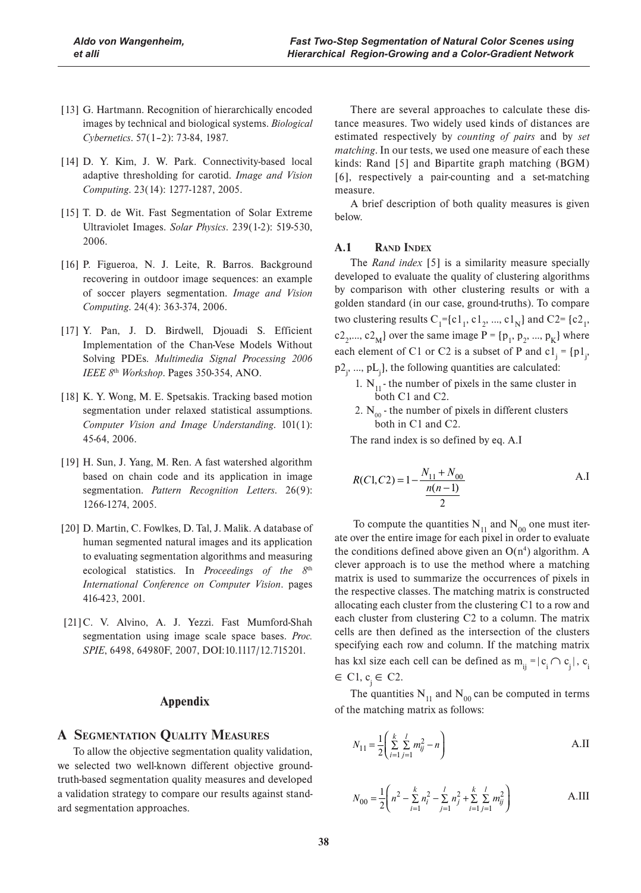[13] G. Hartmann. Recognition of hierarchically encoded images by technical and biological systems. *Biological Cybernetics*. 57(1–2): 73-84, 1987.

[14] D. Y. Kim, J. W. Park. Connectivity-based local adaptive thresholding for carotid. *Image and Vision Computing*. 23(14): 1277-1287, 2005.

[15] T. D. de Wit. Fast Segmentation of Solar Extreme Ultraviolet Images. *Solar Physics*. 239(1-2): 519-530, 2006.

[16] P. Figueroa, N. J. Leite, R. Barros. Background recovering in outdoor image sequences: an example of soccer players segmentation. *Image and Vision Computing*. 24(4): 363-374, 2006.

[17] Y. Pan, J. D. Birdwell, Djouadi S. Efficient Implementation of the Chan-Vese Models Without Solving PDEs. *Multimedia Signal Processing 2006 IEEE 8th Workshop*. Pages 350-354, ANO.

[18] K. Y. Wong, M. E. Spetsakis. Tracking based motion segmentation under relaxed statistical assumptions. *Computer Vision and Image Understanding*. 101(1): 45-64, 2006.

[19] H. Sun, J. Yang, M. Ren. A fast watershed algorithm based on chain code and its application in image segmentation. *Pattern Recognition Letters*. 26(9): 1266-1274, 2005.

[20] D. Martin, C. Fowlkes, D. Tal, J. Malik. A database of human segmented natural images and its application to evaluating segmentation algorithms and measuring ecological statistics. In *Proceedings of the 8th International Conference on Computer Vision*. pages 416-423, 2001.

[21] C. V. Alvino, A. J. Yezzi. Fast Mumford-Shah segmentation using image scale space bases. *Proc. SPIE*, 6498, 64980F, 2007, DOI:10.1117/12.715201.

## Appendix

# A Segmentation Quality Measures

To allow the objective segmentation quality validation, we selected two well-known different objective ground-truth-based segmentation quality measures and developed a validation strategy to compare our results against standard segmentation approaches.

There are several approaches to calculate these distance measures. Two widely used kinds of distances are estimated respectively by *counting of pairs* and by *set matching*. In our tests, we used one measure of each these kinds: Rand [5] and Bipartite graph matching (BGM) [6], respectively a pair-counting and a set-matching measure.

A brief description of both quality measures is given below.

### A.1 Rand Index

The *Rand index* [5] is a similarity measure specially developed to evaluate the quality of clustering algorithms by comparison with other clustering results or with a golden standard (in our case, ground-truths). To compare two clustering results $C_1=\{c1_1, c1_2, ..., c1_N\}$ and $C2=\{c2_1, c2_2, ..., c2_M\}$ over the same image $P=\{p_1, p_2, ..., p_K\}$ where each element of C1 or C2 is a subset of P and $c1_j=\{p1_j, p2_j, ..., pL_j\}$, the following quantities are calculated:

1. $N_{11}$ - the number of pixels in the same cluster in both C1 and C2.
2. $N_{00}$ - the number of pixels in different clusters both in C1 and C2.

The rand index is so defined by eq. A.I

$$R(C1,C2)=1-\frac{N_{11}+N_{00}}{\frac{n(n-1)}{2}} \quad \text{A.I}$$

To compute the quantities $N_{11}$ and $N_{00}$ one must iterate over the entire image for each pixel in order to evaluate the conditions defined above given an $O(n^4)$ algorithm. A clever approach is to use the method where a matching matrix is used to summarize the occurrences of pixels in the respective classes. The matching matrix is constructed allocating each cluster from the clustering C1 to a row and each cluster from clustering C2 to a column. The matrix cells are then defined as the intersection of the clusters specifying each row and column. If the matching matrix has kxl size each cell can be defined as $m_{ij}=|c_i \cap c_j|$, $c_i \in C1$, $c_j \in C2$.

The quantities $N_{11}$ and $N_{00}$ can be computed in terms of the matching matrix as follows:

$$N_{11}=\frac{1}{2}\left(\sum_{i=1}^{k}\sum_{j=1}^{l} m_{ij}^2 - n\right) \quad \text{A.II}$$

$$N_{00}=\frac{1}{2}\left(n^2-\sum_{i=1}^{k} n_i^2-\sum_{j=1}^{l} n_j^2+\sum_{i=1}^{k}\sum_{j=1}^{l} m_{ij}^2\right) \quad \text{A.III}$$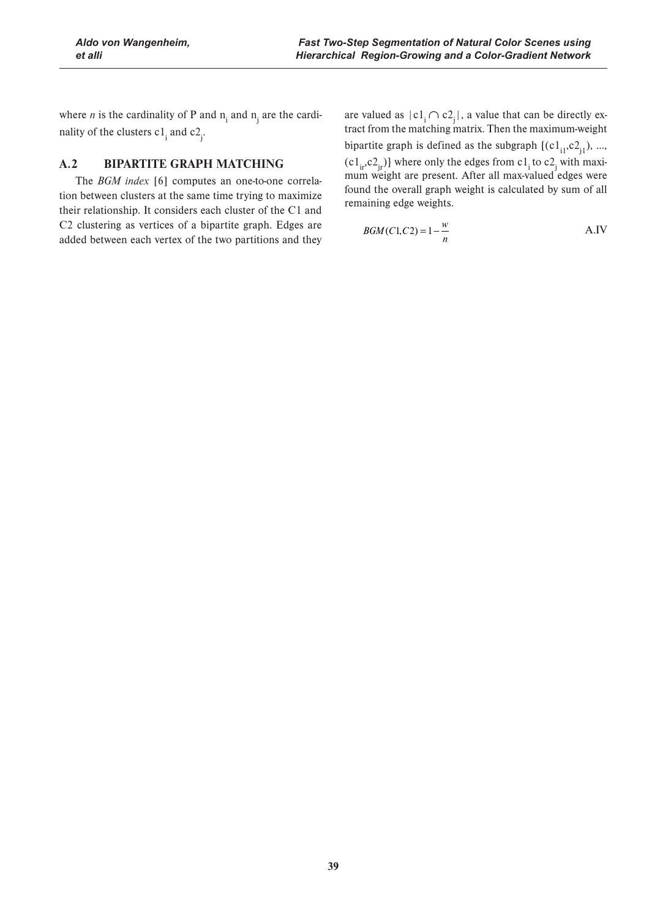where $n$ is the cardinality of P and $n_i$ and $n_j$ are the cardinality of the clusters $c1_i$ and $c2_j$.

## A.2 BIPARTITE GRAPH MATCHING

The *BGM index* [6] computes an one-to-one correlation between clusters at the same time trying to maximize their relationship. It considers each cluster of the C1 and C2 clustering as vertices of a bipartite graph. Edges are added between each vertex of the two partitions and they are valued as $|c1_i \cap c2_j|$, a value that can be directly extract from the matching matrix. Then the maximum-weight bipartite graph is defined as the subgraph $\{(c1_{i1},c2_{j1}), \ldots, (c1_{ir},c2_{jr})\}$ where only the edges from $c1_i$ to $c2_j$ with maximum weight are present. After all max-valued edges were found the overall graph weight is calculated by sum of all remaining edge weights.

$$BGM(C1,C2) = 1 - \frac{w}{n} \qquad \text{A.IV}$$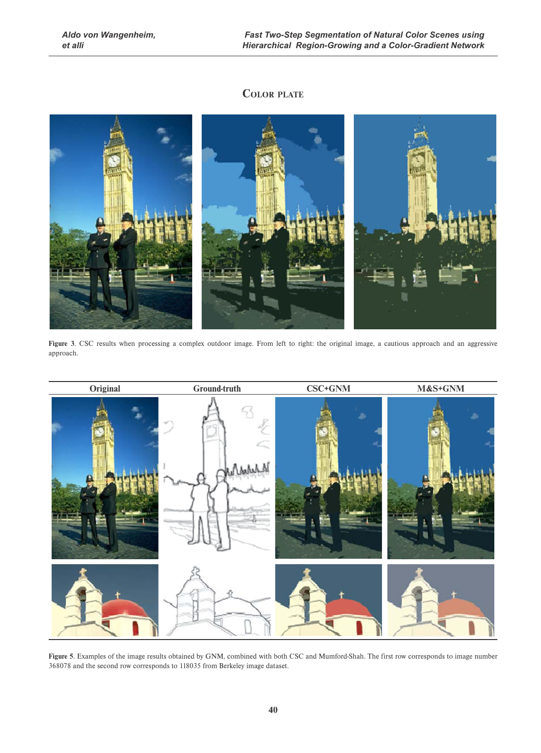## COLOR PLATE

**Figure 3**. CSC results when processing a complex outdoor image. From left to right: the original image, a cautious approach and an aggressive approach.

Original

Ground-truth

CSC+GNM

M&S+GNM

**Figure 5**. Examples of the image results obtained by GNM, combined with both CSC and Mumford-Shah. The first row corresponds to image number 368078 and the second row corresponds to 118035 from Berkeley image dataset.